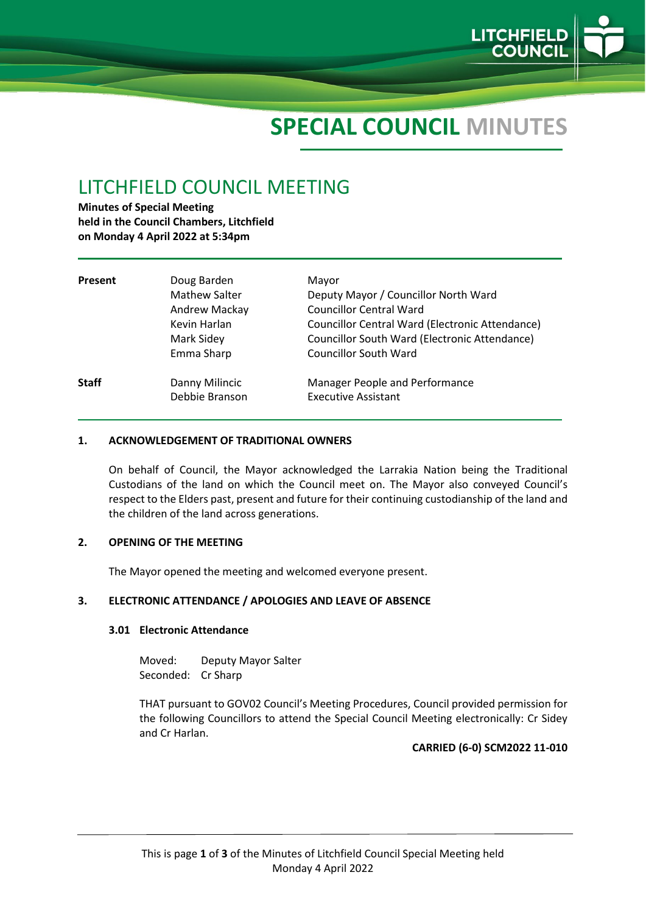# SPECIAL COUNCIL MINUTES

## LITCHFIELD COUNCIL MEETING

**Minutes of Special Meeting**
**held in the Council Chambers, Litchfield**
**on Monday 4 April 2022 at 5:34pm**

| | | |
|---|---|---|
| **Present** | Doug Barden | Mayor |
| | Mathew Salter | Deputy Mayor / Councillor North Ward |
| | Andrew Mackay | Councillor Central Ward |
| | Kevin Harlan | Councillor Central Ward (Electronic Attendance) |
| | Mark Sidey | Councillor South Ward (Electronic Attendance) |
| | Emma Sharp | Councillor South Ward |
| **Staff** | Danny Milincic | Manager People and Performance |
| | Debbie Branson | Executive Assistant |

### 1. ACKNOWLEDGEMENT OF TRADITIONAL OWNERS

On behalf of Council, the Mayor acknowledged the Larrakia Nation being the Traditional Custodians of the land on which the Council meet on. The Mayor also conveyed Council's respect to the Elders past, present and future for their continuing custodianship of the land and the children of the land across generations.

### 2. OPENING OF THE MEETING

The Mayor opened the meeting and welcomed everyone present.

### 3. ELECTRONIC ATTENDANCE / APOLOGIES AND LEAVE OF ABSENCE

#### 3.01 Electronic Attendance

Moved: Deputy Mayor Salter
Seconded: Cr Sharp

THAT pursuant to GOV02 Council's Meeting Procedures, Council provided permission for the following Councillors to attend the Special Council Meeting electronically: Cr Sidey and Cr Harlan.

**CARRIED (6-0) SCM2022 11-010**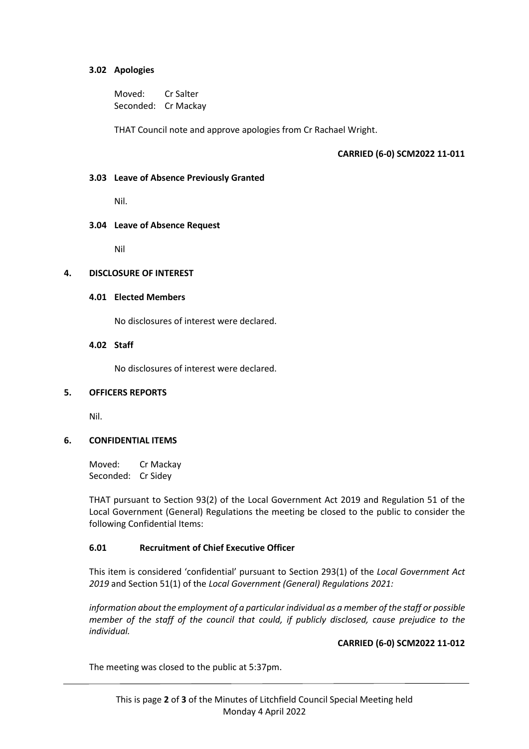### 3.02 Apologies

Moved: Cr Salter
Seconded: Cr Mackay

THAT Council note and approve apologies from Cr Rachael Wright.

**CARRIED (6-0) SCM2022 11-011**

### 3.03 Leave of Absence Previously Granted

Nil.

### 3.04 Leave of Absence Request

Nil

## 4. DISCLOSURE OF INTEREST

### 4.01 Elected Members

No disclosures of interest were declared.

### 4.02 Staff

No disclosures of interest were declared.

## 5. OFFICERS REPORTS

Nil.

## 6. CONFIDENTIAL ITEMS

Moved: Cr Mackay
Seconded: Cr Sidey

THAT pursuant to Section 93(2) of the Local Government Act 2019 and Regulation 51 of the Local Government (General) Regulations the meeting be closed to the public to consider the following Confidential Items:

### 6.01 Recruitment of Chief Executive Officer

This item is considered 'confidential' pursuant to Section 293(1) of the *Local Government Act 2019* and Section 51(1) of the *Local Government (General) Regulations 2021:*

*information about the employment of a particular individual as a member of the staff or possible member of the staff of the council that could, if publicly disclosed, cause prejudice to the individual.*

**CARRIED (6-0) SCM2022 11-012**

The meeting was closed to the public at 5:37pm.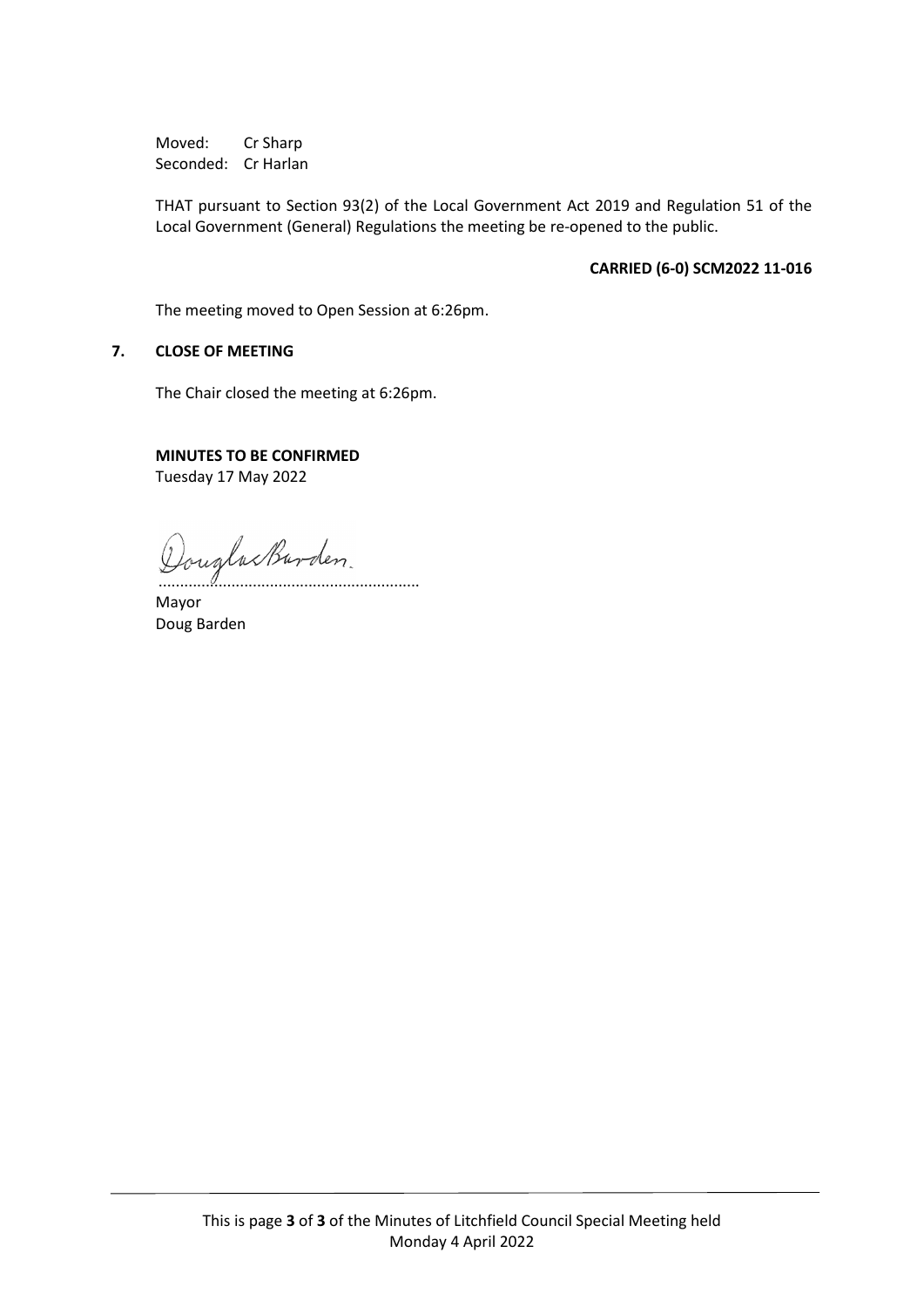Moved: Cr Sharp
Seconded: Cr Harlan

THAT pursuant to Section 93(2) of the Local Government Act 2019 and Regulation 51 of the Local Government (General) Regulations the meeting be re-opened to the public.

**CARRIED (6-0) SCM2022 11-016**

The meeting moved to Open Session at 6:26pm.

## 7. CLOSE OF MEETING

The Chair closed the meeting at 6:26pm.

**MINUTES TO BE CONFIRMED**
Tuesday 17 May 2022

Douglas Barden
............................................................

Mayor
Doug Barden